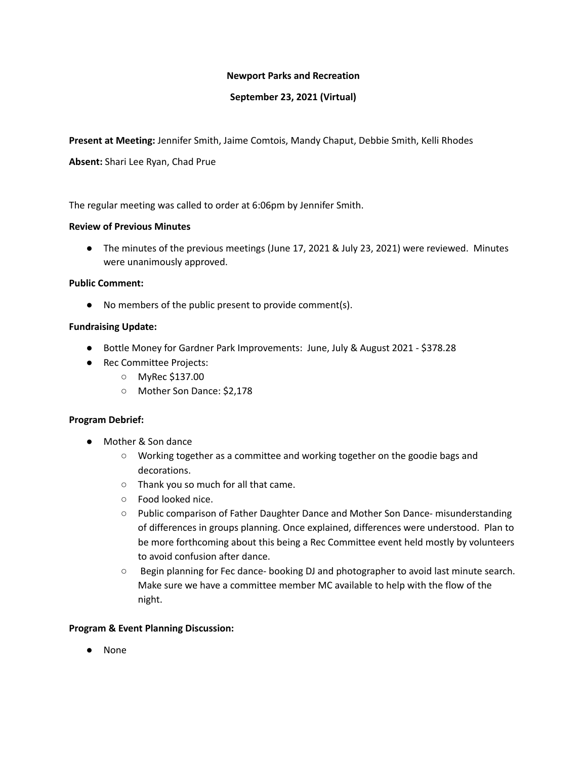**Newport Parks and Recreation**

**September 23, 2021 (Virtual)**

**Present at Meeting:** Jennifer Smith, Jaime Comtois, Mandy Chaput, Debbie Smith, Kelli Rhodes

**Absent:** Shari Lee Ryan, Chad Prue

The regular meeting was called to order at 6:06pm by Jennifer Smith.

**Review of Previous Minutes**

- The minutes of the previous meetings (June 17, 2021 & July 23, 2021) were reviewed. Minutes were unanimously approved.

**Public Comment:**

- No members of the public present to provide comment(s).

**Fundraising Update:**

- Bottle Money for Gardner Park Improvements: June, July & August 2021 - $378.28
- Rec Committee Projects:
    - MyRec $137.00
    - Mother Son Dance: $2,178

**Program Debrief:**

- Mother & Son dance
    - Working together as a committee and working together on the goodie bags and decorations.
    - Thank you so much for all that came.
    - Food looked nice.
    - Public comparison of Father Daughter Dance and Mother Son Dance- misunderstanding of differences in groups planning. Once explained, differences were understood. Plan to be more forthcoming about this being a Rec Committee event held mostly by volunteers to avoid confusion after dance.
    - Begin planning for Fec dance- booking DJ and photographer to avoid last minute search. Make sure we have a committee member MC available to help with the flow of the night.

**Program & Event Planning Discussion:**

- None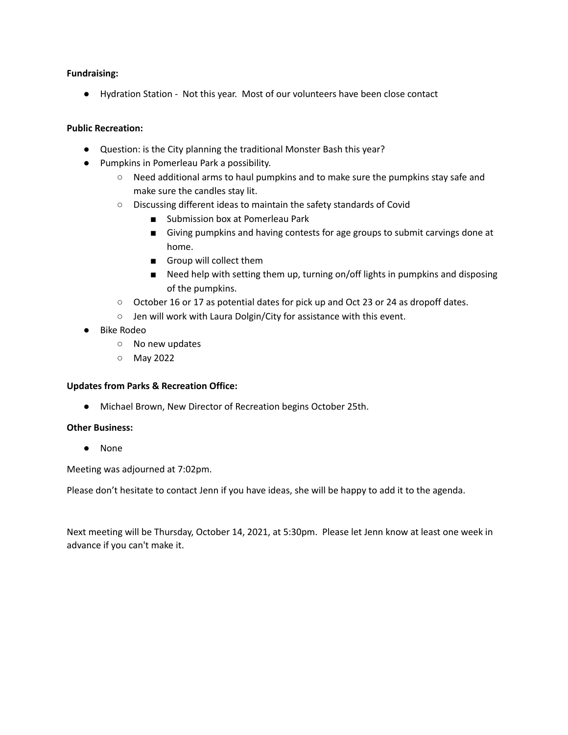**Fundraising:**

- Hydration Station - Not this year. Most of our volunteers have been close contact

**Public Recreation:**

- Question: is the City planning the traditional Monster Bash this year?
- Pumpkins in Pomerleau Park a possibility.
  - Need additional arms to haul pumpkins and to make sure the pumpkins stay safe and make sure the candles stay lit.
  - Discussing different ideas to maintain the safety standards of Covid
    - Submission box at Pomerleau Park
    - Giving pumpkins and having contests for age groups to submit carvings done at home.
    - Group will collect them
    - Need help with setting them up, turning on/off lights in pumpkins and disposing of the pumpkins.
  - October 16 or 17 as potential dates for pick up and Oct 23 or 24 as dropoff dates.
  - Jen will work with Laura Dolgin/City for assistance with this event.
- Bike Rodeo
  - No new updates
  - May 2022

**Updates from Parks & Recreation Office:**

- Michael Brown, New Director of Recreation begins October 25th.

**Other Business:**

- None

Meeting was adjourned at 7:02pm.

Please don't hesitate to contact Jenn if you have ideas, she will be happy to add it to the agenda.

Next meeting will be Thursday, October 14, 2021, at 5:30pm. Please let Jenn know at least one week in advance if you can't make it.